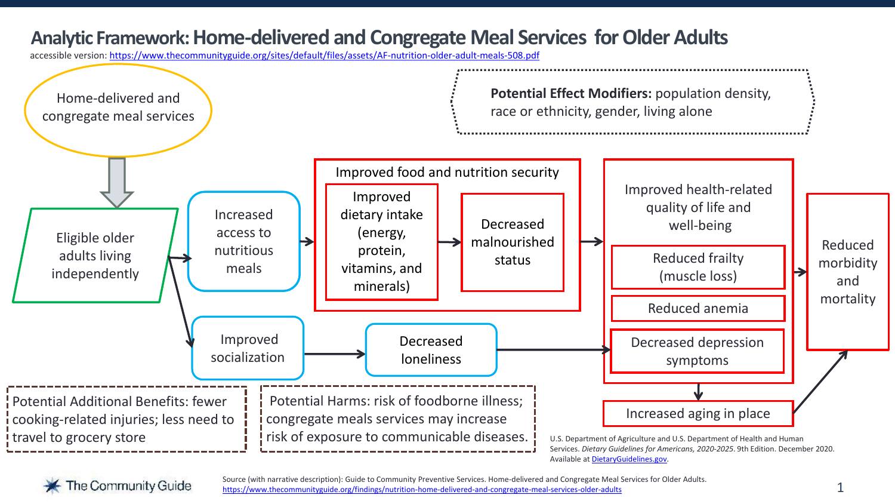# Analytic Framework: Home-delivered and Congregate Meal Services for Older Adults

accessible version: [https://www.thecommunityguide.org/sites/default/files/assets/AF-nutrition-older-adult-meals-508.pdf](https://www.thecommunityguide.org/sites/default/files/assets/AF-nutrition-older-adult-meals-508.pdf)

Home-delivered and congregate meal services

**Potential Effect Modifiers:** population density, race or ethnicity, gender, living alone

Eligible older adults living independently

Increased access to nutritious meals

Improved food and nutrition security

- Improved dietary intake (energy, protein, vitamins, and minerals)
- Decreased malnourished status

Improved health-related quality of life and well-being

- Reduced frailty (muscle loss)
- Reduced anemia
- Decreased depression symptoms

Reduced morbidity and mortality

Improved socialization

Decreased loneliness

Increased aging in place

Potential Additional Benefits: fewer cooking-related injuries; less need to travel to grocery store

Potential Harms: risk of foodborne illness; congregate meals services may increase risk of exposure to communicable diseases.

U.S. Department of Agriculture and U.S. Department of Health and Human Services. *Dietary Guidelines for Americans, 2020-2025*. 9th Edition. December 2020. Available at [DietaryGuidelines.gov](DietaryGuidelines.gov).

The Community Guide

Source (with narrative description): Guide to Community Preventive Services. Home-delivered and Congregate Meal Services for Older Adults. [https://www.thecommunityguide.org/findings/nutrition-home-delivered-and-congregate-meal-services-older-adults](https://www.thecommunityguide.org/findings/nutrition-home-delivered-and-congregate-meal-services-older-adults)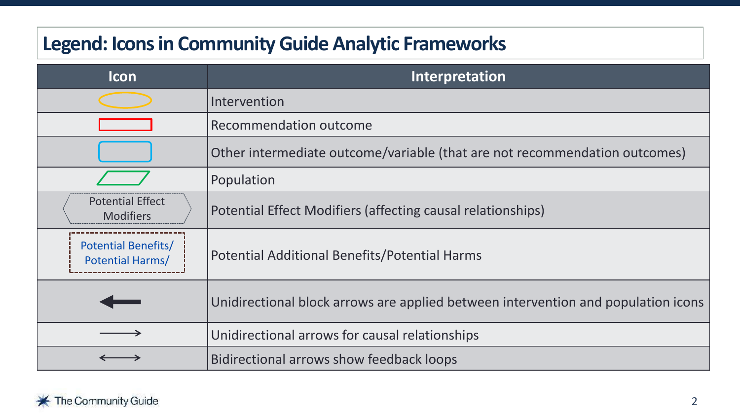# Legend: Icons in Community Guide Analytic Frameworks

| Icon | Interpretation |
|---|---|
| | Intervention |
| | Recommendation outcome |
| | Other intermediate outcome/variable (that are not recommendation outcomes) |
| | Population |
| Potential Effect Modifiers | Potential Effect Modifiers (affecting causal relationships) |
| Potential Benefits/ Potential Harms/ | Potential Additional Benefits/Potential Harms |
| | Unidirectional block arrows are applied between intervention and population icons |
| ⟶ | Unidirectional arrows for causal relationships |
| ⟷ | Bidirectional arrows show feedback loops |